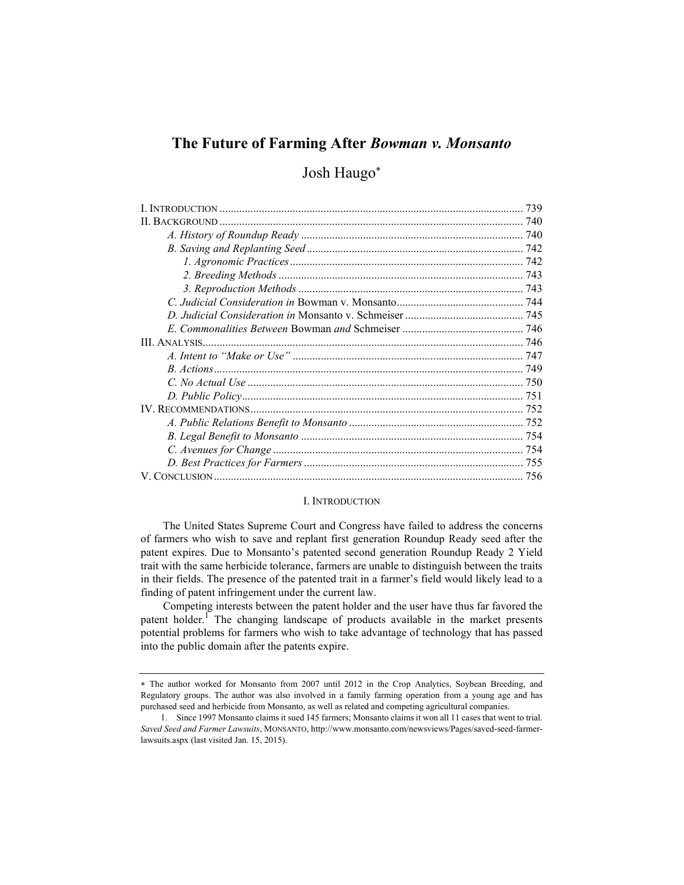# The Future of Farming After *Bowman v. Monsanto*

Josh Haugo*

I. INTRODUCTION ... 739
II. BACKGROUND ... 740
*A. History of Roundup Ready* ... 740
*B. Saving and Replanting Seed* ... 742
*1. Agronomic Practices* ... 742
*2. Breeding Methods* ... 743
*3. Reproduction Methods* ... 743
*C. Judicial Consideration in* Bowman v. Monsanto ... 744
*D. Judicial Consideration in* Monsanto v. Schmeiser ... 745
*E. Commonalities Between* Bowman *and* Schmeiser ... 746
III. ANALYSIS ... 746
*A. Intent to "Make or Use"* ... 747
*B. Actions* ... 749
*C. No Actual Use* ... 750
*D. Public Policy* ... 751
IV. RECOMMENDATIONS ... 752
*A. Public Relations Benefit to Monsanto* ... 752
*B. Legal Benefit to Monsanto* ... 754
*C. Avenues for Change* ... 754
*D. Best Practices for Farmers* ... 755
V. CONCLUSION ... 756

## I. INTRODUCTION

The United States Supreme Court and Congress have failed to address the concerns of farmers who wish to save and replant first generation Roundup Ready seed after the patent expires. Due to Monsanto's patented second generation Roundup Ready 2 Yield trait with the same herbicide tolerance, farmers are unable to distinguish between the traits in their fields. The presence of the patented trait in a farmer's field would likely lead to a finding of patent infringement under the current law.

Competing interests between the patent holder and the user have thus far favored the patent holder.[1] The changing landscape of products available in the market presents potential problems for farmers who wish to take advantage of technology that has passed into the public domain after the patents expire.

---

* The author worked for Monsanto from 2007 until 2012 in the Crop Analytics, Soybean Breeding, and Regulatory groups. The author was also involved in a family farming operation from a young age and has purchased seed and herbicide from Monsanto, as well as related and competing agricultural companies.

1. Since 1997 Monsanto claims it sued 145 farmers; Monsanto claims it won all 11 cases that went to trial. *Saved Seed and Farmer Lawsuits*, MONSANTO, http://www.monsanto.com/newsviews/Pages/saved-seed-farmer-lawsuits.aspx (last visited Jan. 15, 2015).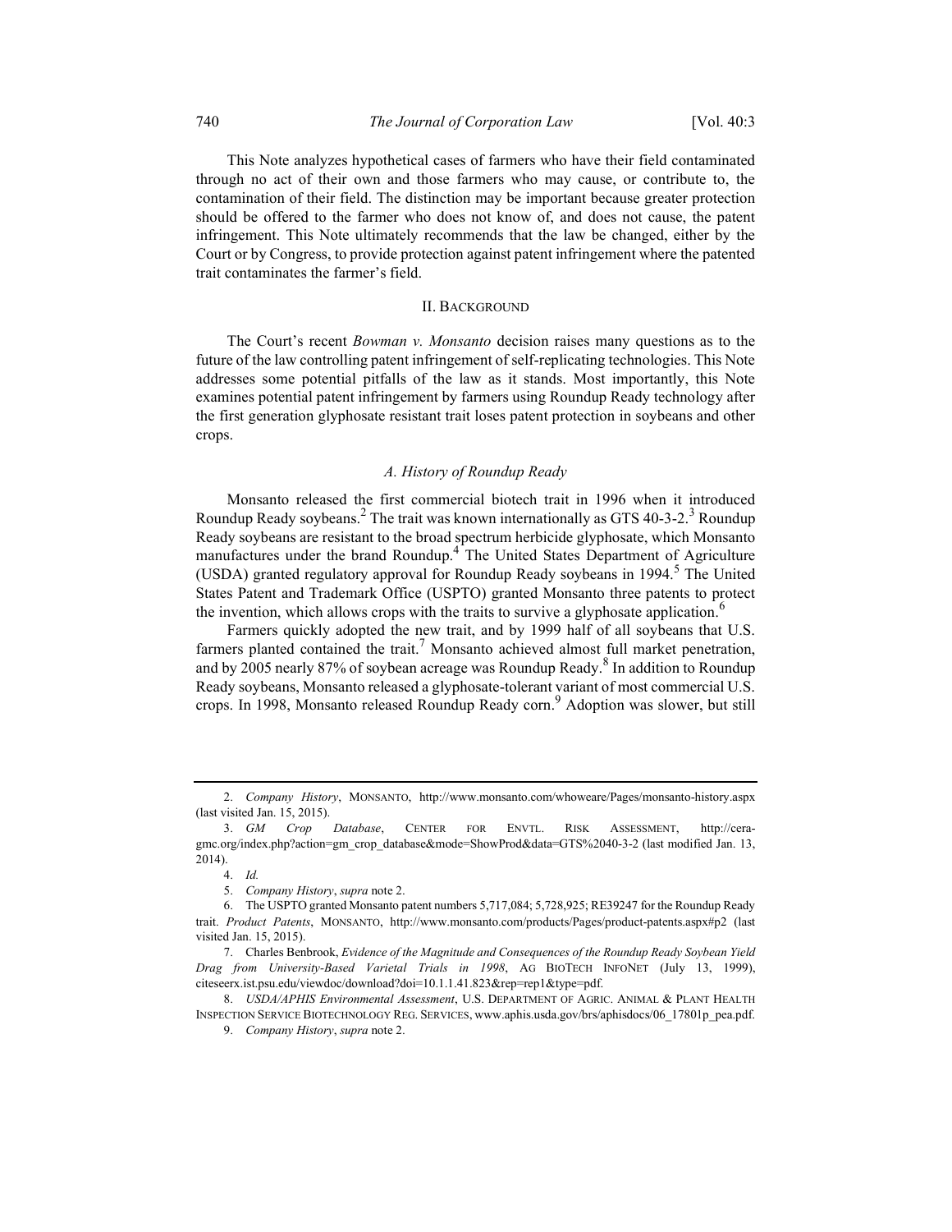This Note analyzes hypothetical cases of farmers who have their field contaminated through no act of their own and those farmers who may cause, or contribute to, the contamination of their field. The distinction may be important because greater protection should be offered to the farmer who does not know of, and does not cause, the patent infringement. This Note ultimately recommends that the law be changed, either by the Court or by Congress, to provide protection against patent infringement where the patented trait contaminates the farmer's field.

## II. Background

The Court's recent *Bowman v. Monsanto* decision raises many questions as to the future of the law controlling patent infringement of self-replicating technologies. This Note addresses some potential pitfalls of the law as it stands. Most importantly, this Note examines potential patent infringement by farmers using Roundup Ready technology after the first generation glyphosate resistant trait loses patent protection in soybeans and other crops.

### *A. History of Roundup Ready*

Monsanto released the first commercial biotech trait in 1996 when it introduced Roundup Ready soybeans.[2] The trait was known internationally as GTS 40-3-2.[3] Roundup Ready soybeans are resistant to the broad spectrum herbicide glyphosate, which Monsanto manufactures under the brand Roundup.[4] The United States Department of Agriculture (USDA) granted regulatory approval for Roundup Ready soybeans in 1994.[5] The United States Patent and Trademark Office (USPTO) granted Monsanto three patents to protect the invention, which allows crops with the traits to survive a glyphosate application.[6]

Farmers quickly adopted the new trait, and by 1999 half of all soybeans that U.S. farmers planted contained the trait.[7] Monsanto achieved almost full market penetration, and by 2005 nearly 87% of soybean acreage was Roundup Ready.[8] In addition to Roundup Ready soybeans, Monsanto released a glyphosate-tolerant variant of most commercial U.S. crops. In 1998, Monsanto released Roundup Ready corn.[9] Adoption was slower, but still

---

2. *Company History*, MONSANTO, http://www.monsanto.com/whoweare/Pages/monsanto-history.aspx (last visited Jan. 15, 2015).

3. *GM Crop Database*, CENTER FOR ENVTL. RISK ASSESSMENT, http://cera-gmc.org/index.php?action=gm_crop_database&mode=ShowProd&data=GTS%2040-3-2 (last modified Jan. 13, 2014).

4. *Id.*

5. *Company History*, *supra* note 2.

6. The USPTO granted Monsanto patent numbers 5,717,084; 5,728,925; RE39247 for the Roundup Ready trait. *Product Patents*, MONSANTO, http://www.monsanto.com/products/Pages/product-patents.aspx#p2 (last visited Jan. 15, 2015).

7. Charles Benbrook, *Evidence of the Magnitude and Consequences of the Roundup Ready Soybean Yield Drag from University-Based Varietal Trials in 1998*, AG BIOTECH INFONET (July 13, 1999), citeseerx.ist.psu.edu/viewdoc/download?doi=10.1.1.41.823&rep=rep1&type=pdf.

8. *USDA/APHIS Environmental Assessment*, U.S. DEPARTMENT OF AGRIC. ANIMAL & PLANT HEALTH INSPECTION SERVICE BIOTECHNOLOGY REG. SERVICES, www.aphis.usda.gov/brs/aphisdocs/06_17801p_pea.pdf.

9. *Company History*, *supra* note 2.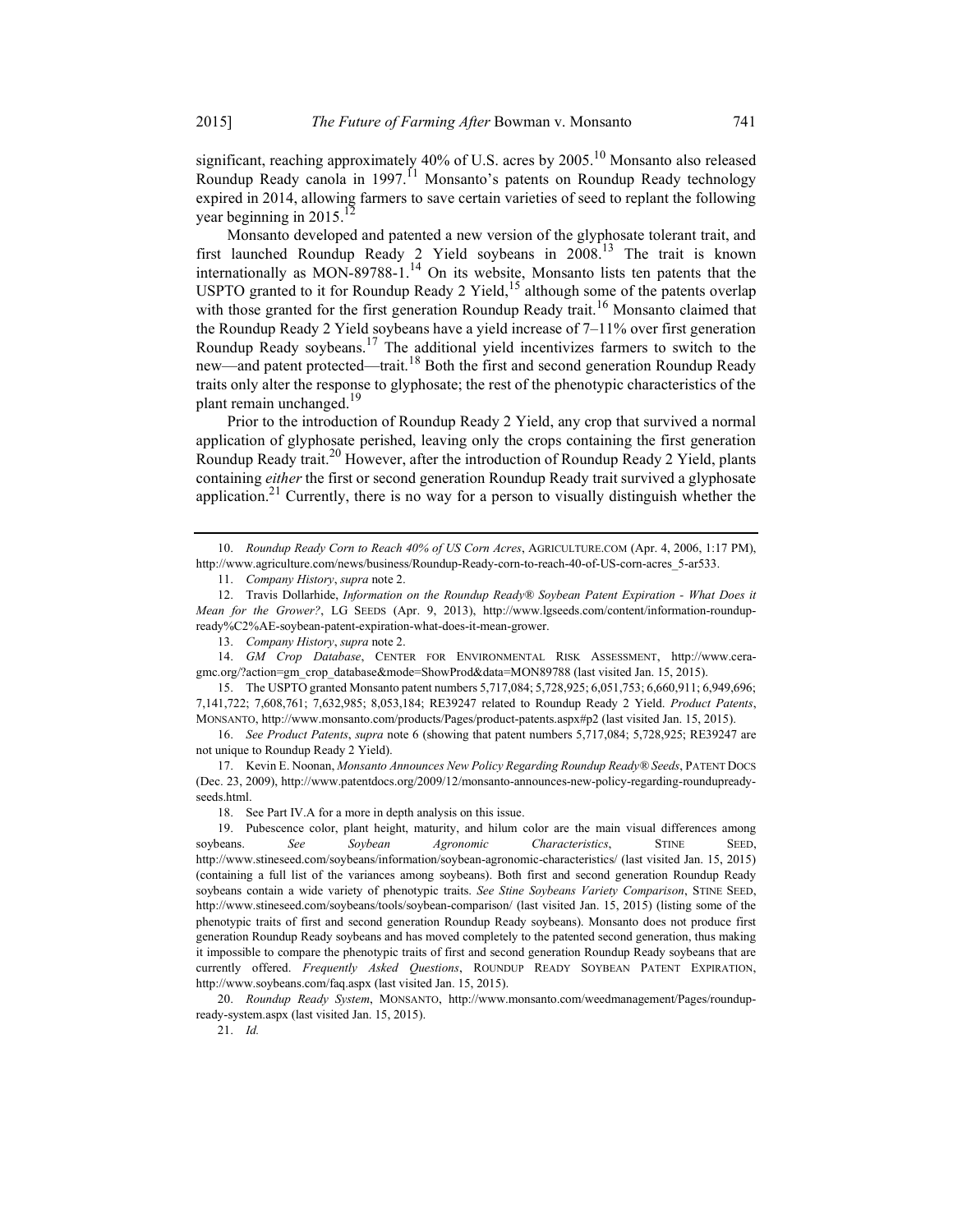significant, reaching approximately 40% of U.S. acres by 2005.[10] Monsanto also released Roundup Ready canola in 1997.[11] Monsanto's patents on Roundup Ready technology expired in 2014, allowing farmers to save certain varieties of seed to replant the following year beginning in 2015.[12]

Monsanto developed and patented a new version of the glyphosate tolerant trait, and first launched Roundup Ready 2 Yield soybeans in 2008.[13] The trait is known internationally as MON-89788-1.[14] On its website, Monsanto lists ten patents that the USPTO granted to it for Roundup Ready 2 Yield,[15] although some of the patents overlap with those granted for the first generation Roundup Ready trait.[16] Monsanto claimed that the Roundup Ready 2 Yield soybeans have a yield increase of 7–11% over first generation Roundup Ready soybeans.[17] The additional yield incentivizes farmers to switch to the new—and patent protected—trait.[18] Both the first and second generation Roundup Ready traits only alter the response to glyphosate; the rest of the phenotypic characteristics of the plant remain unchanged.[19]

Prior to the introduction of Roundup Ready 2 Yield, any crop that survived a normal application of glyphosate perished, leaving only the crops containing the first generation Roundup Ready trait.[20] However, after the introduction of Roundup Ready 2 Yield, plants containing *either* the first or second generation Roundup Ready trait survived a glyphosate application.[21] Currently, there is no way for a person to visually distinguish whether the

---

10. *Roundup Ready Corn to Reach 40% of US Corn Acres*, AGRICULTURE.COM (Apr. 4, 2006, 1:17 PM), http://www.agriculture.com/news/business/Roundup-Ready-corn-to-reach-40-of-US-corn-acres_5-ar533.

11. *Company History*, *supra* note 2.

12. Travis Dollarhide, *Information on the Roundup Ready® Soybean Patent Expiration - What Does it Mean for the Grower?*, LG SEEDS (Apr. 9, 2013), http://www.lgseeds.com/content/information-roundup-ready%C2%AE-soybean-patent-expiration-what-does-it-mean-grower.

13. *Company History*, *supra* note 2.

14. *GM Crop Database*, CENTER FOR ENVIRONMENTAL RISK ASSESSMENT, http://www.cera-gmc.org/?action=gm_crop_database&mode=ShowProd&data=MON89788 (last visited Jan. 15, 2015).

15. The USPTO granted Monsanto patent numbers 5,717,084; 5,728,925; 6,051,753; 6,660,911; 6,949,696; 7,141,722; 7,608,761; 7,632,985; 8,053,184; RE39247 related to Roundup Ready 2 Yield. *Product Patents*, MONSANTO, http://www.monsanto.com/products/Pages/product-patents.aspx#p2 (last visited Jan. 15, 2015).

16. *See Product Patents*, *supra* note 6 (showing that patent numbers 5,717,084; 5,728,925; RE39247 are not unique to Roundup Ready 2 Yield).

17. Kevin E. Noonan, *Monsanto Announces New Policy Regarding Roundup Ready® Seeds*, PATENT DOCS (Dec. 23, 2009), http://www.patentdocs.org/2009/12/monsanto-announces-new-policy-regarding-roundupready-seeds.html.

18. See Part IV.A for a more in depth analysis on this issue.

19. Pubescence color, plant height, maturity, and hilum color are the main visual differences among soybeans. *See Soybean Agronomic Characteristics*, STINE SEED, http://www.stineseed.com/soybeans/information/soybean-agronomic-characteristics/ (last visited Jan. 15, 2015) (containing a full list of the variances among soybeans). Both first and second generation Roundup Ready soybeans contain a wide variety of phenotypic traits. *See Stine Soybeans Variety Comparison*, STINE SEED, http://www.stineseed.com/soybeans/tools/soybean-comparison/ (last visited Jan. 15, 2015) (listing some of the phenotypic traits of first and second generation Roundup Ready soybeans). Monsanto does not produce first generation Roundup Ready soybeans and has moved completely to the patented second generation, thus making it impossible to compare the phenotypic traits of first and second generation Roundup Ready soybeans that are currently offered. *Frequently Asked Questions*, ROUNDUP READY SOYBEAN PATENT EXPIRATION, http://www.soybeans.com/faq.aspx (last visited Jan. 15, 2015).

20. *Roundup Ready System*, MONSANTO, http://www.monsanto.com/weedmanagement/Pages/roundup-ready-system.aspx (last visited Jan. 15, 2015).

21. *Id.*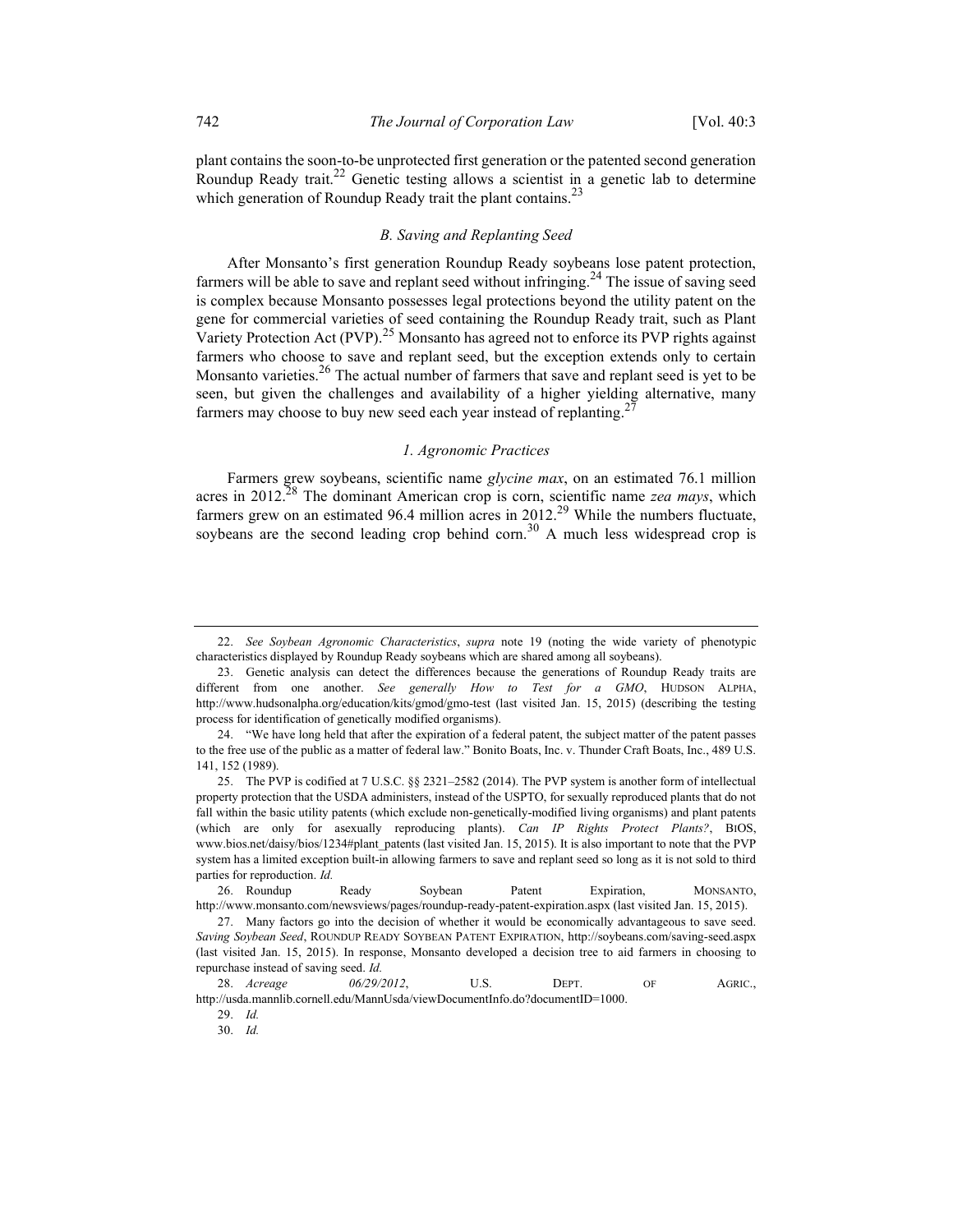plant contains the soon-to-be unprotected first generation or the patented second generation Roundup Ready trait.[22] Genetic testing allows a scientist in a genetic lab to determine which generation of Roundup Ready trait the plant contains.[23]

### *B. Saving and Replanting Seed*

After Monsanto's first generation Roundup Ready soybeans lose patent protection, farmers will be able to save and replant seed without infringing.[24] The issue of saving seed is complex because Monsanto possesses legal protections beyond the utility patent on the gene for commercial varieties of seed containing the Roundup Ready trait, such as Plant Variety Protection Act (PVP).[25] Monsanto has agreed not to enforce its PVP rights against farmers who choose to save and replant seed, but the exception extends only to certain Monsanto varieties.[26] The actual number of farmers that save and replant seed is yet to be seen, but given the challenges and availability of a higher yielding alternative, many farmers may choose to buy new seed each year instead of replanting.[27]

#### *1. Agronomic Practices*

Farmers grew soybeans, scientific name *glycine max*, on an estimated 76.1 million acres in 2012.[28] The dominant American crop is corn, scientific name *zea mays*, which farmers grew on an estimated 96.4 million acres in 2012.[29] While the numbers fluctuate, soybeans are the second leading crop behind corn.[30] A much less widespread crop is

---

22. *See Soybean Agronomic Characteristics*, *supra* note 19 (noting the wide variety of phenotypic characteristics displayed by Roundup Ready soybeans which are shared among all soybeans).

23. Genetic analysis can detect the differences because the generations of Roundup Ready traits are different from one another. *See generally How to Test for a GMO*, HUDSON ALPHA, http://www.hudsonalpha.org/education/kits/gmod/gmo-test (last visited Jan. 15, 2015) (describing the testing process for identification of genetically modified organisms).

24. "We have long held that after the expiration of a federal patent, the subject matter of the patent passes to the free use of the public as a matter of federal law." Bonito Boats, Inc. v. Thunder Craft Boats, Inc., 489 U.S. 141, 152 (1989).

25. The PVP is codified at 7 U.S.C. §§ 2321–2582 (2014). The PVP system is another form of intellectual property protection that the USDA administers, instead of the USPTO, for sexually reproduced plants that do not fall within the basic utility patents (which exclude non-genetically-modified living organisms) and plant patents (which are only for asexually reproducing plants). *Can IP Rights Protect Plants?*, BIOS, www.bios.net/daisy/bios/1234#plant_patents (last visited Jan. 15, 2015). It is also important to note that the PVP system has a limited exception built-in allowing farmers to save and replant seed so long as it is not sold to third parties for reproduction. *Id.*

26. Roundup Ready Soybean Patent Expiration, MONSANTO, http://www.monsanto.com/newsviews/pages/roundup-ready-patent-expiration.aspx (last visited Jan. 15, 2015).

27. Many factors go into the decision of whether it would be economically advantageous to save seed. *Saving Soybean Seed*, ROUNDUP READY SOYBEAN PATENT EXPIRATION, http://soybeans.com/saving-seed.aspx (last visited Jan. 15, 2015). In response, Monsanto developed a decision tree to aid farmers in choosing to repurchase instead of saving seed. *Id.*

28. *Acreage 06/29/2012*, U.S. DEPT. OF AGRIC., http://usda.mannlib.cornell.edu/MannUsda/viewDocumentInfo.do?documentID=1000.

29. *Id.*

30. *Id.*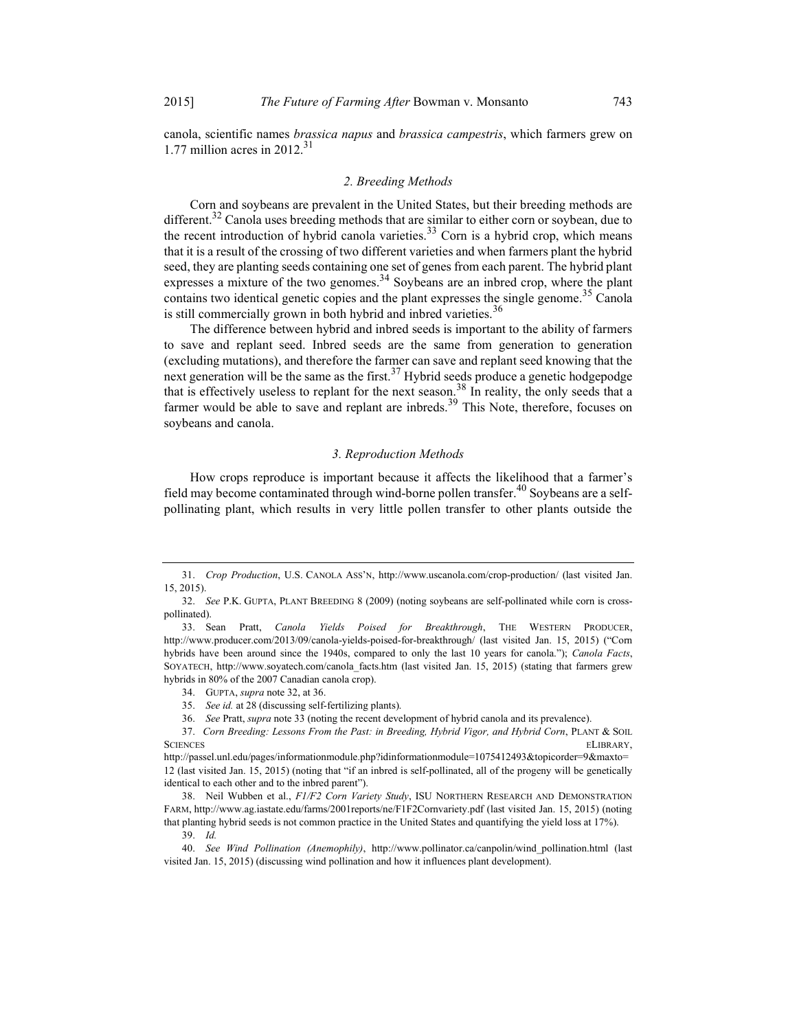canola, scientific names *brassica napus* and *brassica campestris*, which farmers grew on 1.77 million acres in 2012.[31]

### *2. Breeding Methods*

Corn and soybeans are prevalent in the United States, but their breeding methods are different.[32] Canola uses breeding methods that are similar to either corn or soybean, due to the recent introduction of hybrid canola varieties.[33] Corn is a hybrid crop, which means that it is a result of the crossing of two different varieties and when farmers plant the hybrid seed, they are planting seeds containing one set of genes from each parent. The hybrid plant expresses a mixture of the two genomes.[34] Soybeans are an inbred crop, where the plant contains two identical genetic copies and the plant expresses the single genome.[35] Canola is still commercially grown in both hybrid and inbred varieties.[36]

The difference between hybrid and inbred seeds is important to the ability of farmers to save and replant seed. Inbred seeds are the same from generation to generation (excluding mutations), and therefore the farmer can save and replant seed knowing that the next generation will be the same as the first.[37] Hybrid seeds produce a genetic hodgepodge that is effectively useless to replant for the next season.[38] In reality, the only seeds that a farmer would be able to save and replant are inbreds.[39] This Note, therefore, focuses on soybeans and canola.

### *3. Reproduction Methods*

How crops reproduce is important because it affects the likelihood that a farmer's field may become contaminated through wind-borne pollen transfer.[40] Soybeans are a self-pollinating plant, which results in very little pollen transfer to other plants outside the

---

31. *Crop Production*, U.S. CANOLA ASS'N, http://www.uscanola.com/crop-production/ (last visited Jan. 15, 2015).

32. *See* P.K. GUPTA, PLANT BREEDING 8 (2009) (noting soybeans are self-pollinated while corn is cross-pollinated).

33. Sean Pratt, *Canola Yields Poised for Breakthrough*, THE WESTERN PRODUCER, http://www.producer.com/2013/09/canola-yields-poised-for-breakthrough/ (last visited Jan. 15, 2015) ("Corn hybrids have been around since the 1940s, compared to only the last 10 years for canola."); *Canola Facts*, SOYATECH, http://www.soyatech.com/canola_facts.htm (last visited Jan. 15, 2015) (stating that farmers grew hybrids in 80% of the 2007 Canadian canola crop).

34. GUPTA, *supra* note 32, at 36.

35. *See id.* at 28 (discussing self-fertilizing plants).

36. *See* Pratt, *supra* note 33 (noting the recent development of hybrid canola and its prevalence).

37. *Corn Breeding: Lessons From the Past: in Breeding, Hybrid Vigor, and Hybrid Corn*, PLANT & SOIL SCIENCES ELIBRARY, http://passel.unl.edu/pages/informationmodule.php?idinformationmodule=1075412493&topicorder=9&maxto=12 (last visited Jan. 15, 2015) (noting that "if an inbred is self-pollinated, all of the progeny will be genetically identical to each other and to the inbred parent").

38. Neil Wubben et al., *F1/F2 Corn Variety Study*, ISU NORTHERN RESEARCH AND DEMONSTRATION FARM, http://www.ag.iastate.edu/farms/2001reports/ne/F1F2Cornvariety.pdf (last visited Jan. 15, 2015) (noting that planting hybrid seeds is not common practice in the United States and quantifying the yield loss at 17%).

39. *Id.*

40. *See Wind Pollination (Anemophily)*, http://www.pollinator.ca/canpolin/wind_pollination.html (last visited Jan. 15, 2015) (discussing wind pollination and how it influences plant development).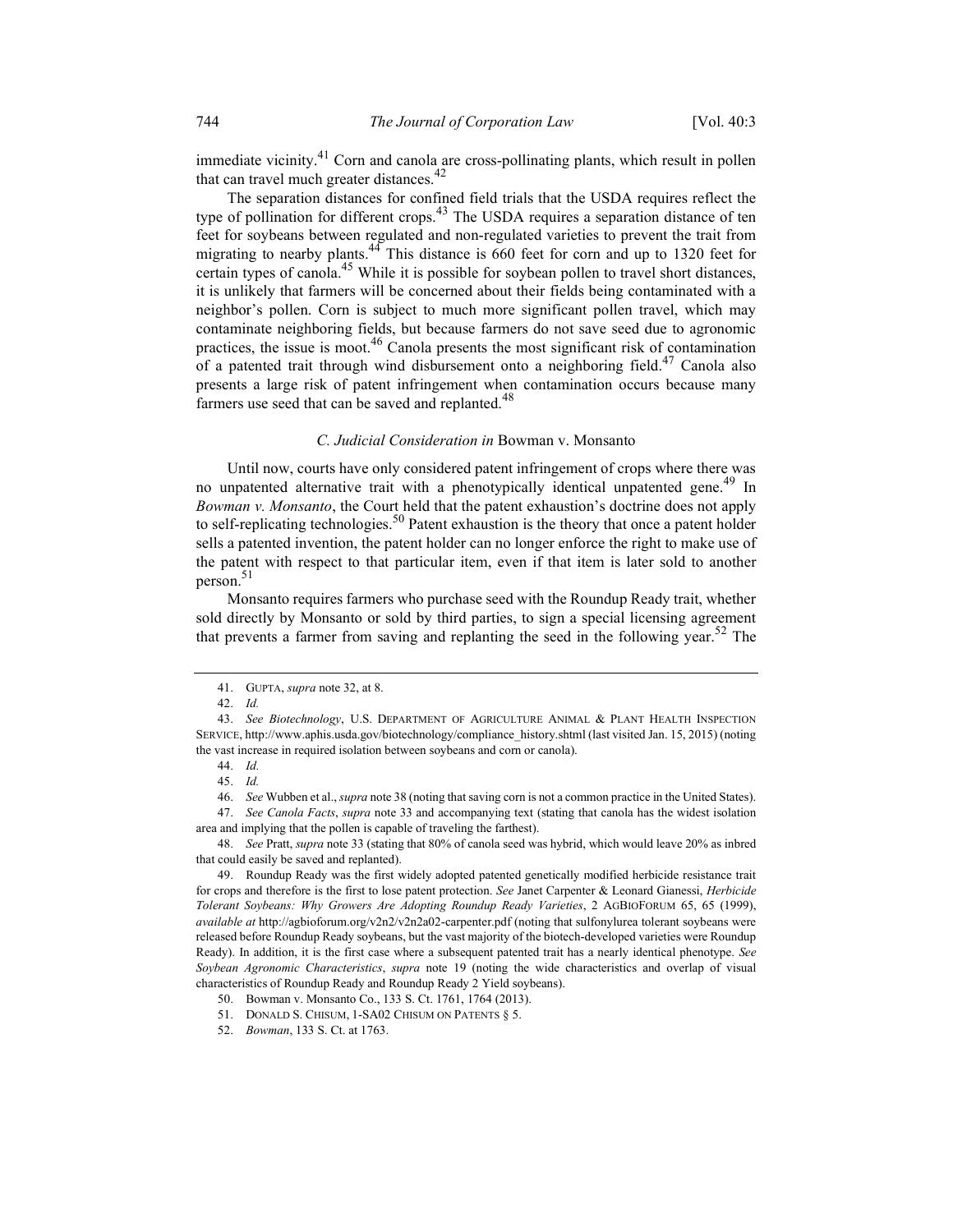immediate vicinity.[41] Corn and canola are cross-pollinating plants, which result in pollen that can travel much greater distances.[42]

The separation distances for confined field trials that the USDA requires reflect the type of pollination for different crops.[43] The USDA requires a separation distance of ten feet for soybeans between regulated and non-regulated varieties to prevent the trait from migrating to nearby plants.[44] This distance is 660 feet for corn and up to 1320 feet for certain types of canola.[45] While it is possible for soybean pollen to travel short distances, it is unlikely that farmers will be concerned about their fields being contaminated with a neighbor's pollen. Corn is subject to much more significant pollen travel, which may contaminate neighboring fields, but because farmers do not save seed due to agronomic practices, the issue is moot.[46] Canola presents the most significant risk of contamination of a patented trait through wind disbursement onto a neighboring field.[47] Canola also presents a large risk of patent infringement when contamination occurs because many farmers use seed that can be saved and replanted.[48]

### *C. Judicial Consideration in* Bowman v. Monsanto

Until now, courts have only considered patent infringement of crops where there was no unpatented alternative trait with a phenotypically identical unpatented gene.[49] In *Bowman v. Monsanto*, the Court held that the patent exhaustion's doctrine does not apply to self-replicating technologies.[50] Patent exhaustion is the theory that once a patent holder sells a patented invention, the patent holder can no longer enforce the right to make use of the patent with respect to that particular item, even if that item is later sold to another person.[51]

Monsanto requires farmers who purchase seed with the Roundup Ready trait, whether sold directly by Monsanto or sold by third parties, to sign a special licensing agreement that prevents a farmer from saving and replanting the seed in the following year.[52] The

---

41. GUPTA, *supra* note 32, at 8.

42. *Id.*

43. *See Biotechnology*, U.S. DEPARTMENT OF AGRICULTURE ANIMAL & PLANT HEALTH INSPECTION SERVICE, http://www.aphis.usda.gov/biotechnology/compliance_history.shtml (last visited Jan. 15, 2015) (noting the vast increase in required isolation between soybeans and corn or canola).

44. *Id.*

45. *Id.*

46. *See* Wubben et al., *supra* note 38 (noting that saving corn is not a common practice in the United States).

47. *See Canola Facts*, *supra* note 33 and accompanying text (stating that canola has the widest isolation area and implying that the pollen is capable of traveling the farthest).

48. *See* Pratt, *supra* note 33 (stating that 80% of canola seed was hybrid, which would leave 20% as inbred that could easily be saved and replanted).

49. Roundup Ready was the first widely adopted patented genetically modified herbicide resistance trait for crops and therefore is the first to lose patent protection. *See* Janet Carpenter & Leonard Gianessi, *Herbicide Tolerant Soybeans: Why Growers Are Adopting Roundup Ready Varieties*, 2 AGBIOFORUM 65, 65 (1999), *available at* http://agbioforum.org/v2n2/v2n2a02-carpenter.pdf (noting that sulfonylurea tolerant soybeans were released before Roundup Ready soybeans, but the vast majority of the biotech-developed varieties were Roundup Ready). In addition, it is the first case where a subsequent patented trait has a nearly identical phenotype. *See Soybean Agronomic Characteristics*, *supra* note 19 (noting the wide characteristics and overlap of visual characteristics of Roundup Ready and Roundup Ready 2 Yield soybeans).

50. Bowman v. Monsanto Co., 133 S. Ct. 1761, 1764 (2013).

51. DONALD S. CHISUM, 1-SA02 CHISUM ON PATENTS § 5.

52. *Bowman*, 133 S. Ct. at 1763.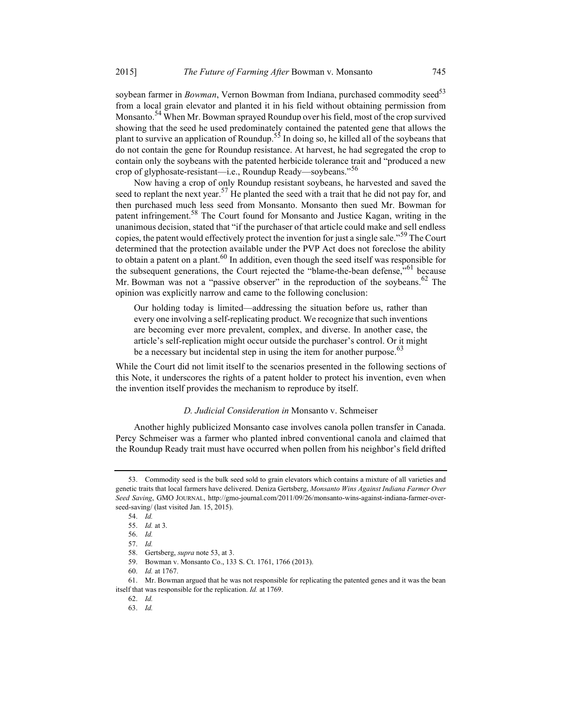soybean farmer in *Bowman*, Vernon Bowman from Indiana, purchased commodity seed[53] from a local grain elevator and planted it in his field without obtaining permission from Monsanto.[54] When Mr. Bowman sprayed Roundup over his field, most of the crop survived showing that the seed he used predominately contained the patented gene that allows the plant to survive an application of Roundup.[55] In doing so, he killed all of the soybeans that do not contain the gene for Roundup resistance. At harvest, he had segregated the crop to contain only the soybeans with the patented herbicide tolerance trait and "produced a new crop of glyphosate-resistant—i.e., Roundup Ready—soybeans."[56]

Now having a crop of only Roundup resistant soybeans, he harvested and saved the seed to replant the next year.[57] He planted the seed with a trait that he did not pay for, and then purchased much less seed from Monsanto. Monsanto then sued Mr. Bowman for patent infringement.[58] The Court found for Monsanto and Justice Kagan, writing in the unanimous decision, stated that "if the purchaser of that article could make and sell endless copies, the patent would effectively protect the invention for just a single sale."[59] The Court determined that the protection available under the PVP Act does not foreclose the ability to obtain a patent on a plant.[60] In addition, even though the seed itself was responsible for the subsequent generations, the Court rejected the "blame-the-bean defense,"[61] because Mr. Bowman was not a "passive observer" in the reproduction of the soybeans.[62] The opinion was explicitly narrow and came to the following conclusion:

> Our holding today is limited—addressing the situation before us, rather than every one involving a self-replicating product. We recognize that such inventions are becoming ever more prevalent, complex, and diverse. In another case, the article's self-replication might occur outside the purchaser's control. Or it might be a necessary but incidental step in using the item for another purpose.[63]

While the Court did not limit itself to the scenarios presented in the following sections of this Note, it underscores the rights of a patent holder to protect his invention, even when the invention itself provides the mechanism to reproduce by itself.

### *D. Judicial Consideration in* Monsanto v. Schmeiser

Another highly publicized Monsanto case involves canola pollen transfer in Canada. Percy Schmeiser was a farmer who planted inbred conventional canola and claimed that the Roundup Ready trait must have occurred when pollen from his neighbor's field drifted

---

53. Commodity seed is the bulk seed sold to grain elevators which contains a mixture of all varieties and genetic traits that local farmers have delivered. Deniza Gertsberg, *Monsanto Wins Against Indiana Farmer Over Seed Saving*, GMO JOURNAL, http://gmo-journal.com/2011/09/26/monsanto-wins-against-indiana-farmer-over-seed-saving/ (last visited Jan. 15, 2015).

54. *Id.*

55. *Id.* at 3.

56. *Id.*

57. *Id.*

58. Gertsberg, *supra* note 53, at 3.

59. Bowman v. Monsanto Co., 133 S. Ct. 1761, 1766 (2013).

60. *Id.* at 1767.

61. Mr. Bowman argued that he was not responsible for replicating the patented genes and it was the bean itself that was responsible for the replication. *Id.* at 1769.

62. *Id.*

63. *Id.*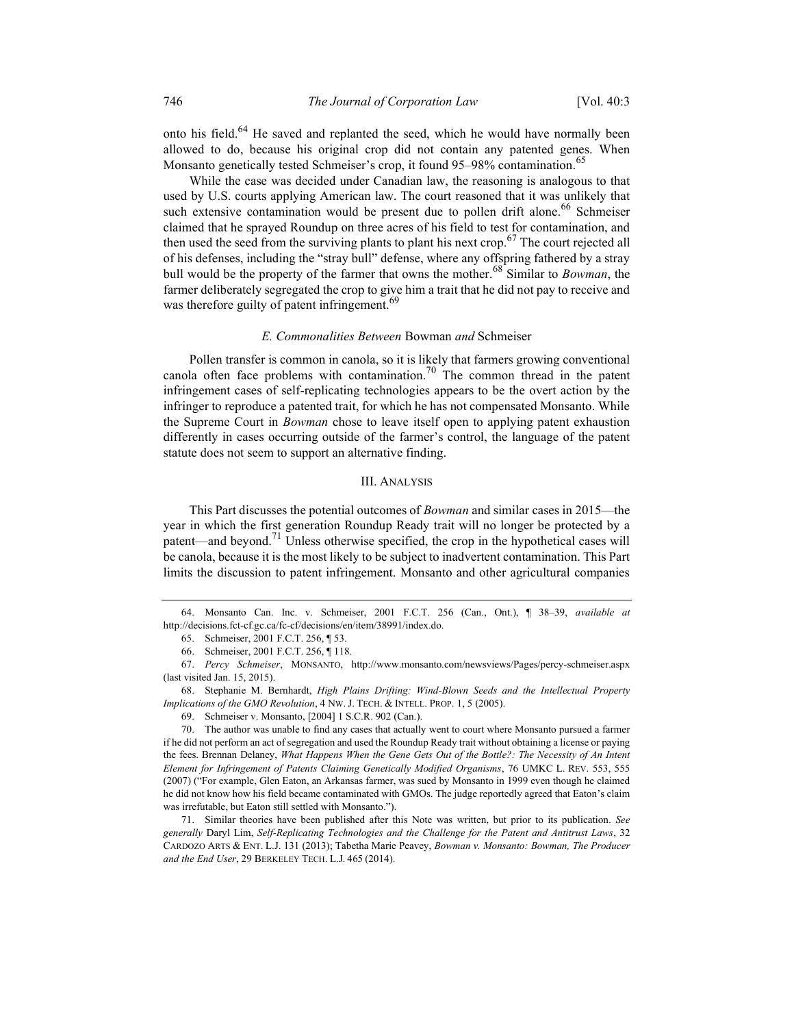onto his field.[64] He saved and replanted the seed, which he would have normally been allowed to do, because his original crop did not contain any patented genes. When Monsanto genetically tested Schmeiser's crop, it found 95–98% contamination.[65]

While the case was decided under Canadian law, the reasoning is analogous to that used by U.S. courts applying American law. The court reasoned that it was unlikely that such extensive contamination would be present due to pollen drift alone.[66] Schmeiser claimed that he sprayed Roundup on three acres of his field to test for contamination, and then used the seed from the surviving plants to plant his next crop.[67] The court rejected all of his defenses, including the "stray bull" defense, where any offspring fathered by a stray bull would be the property of the farmer that owns the mother.[68] Similar to *Bowman*, the farmer deliberately segregated the crop to give him a trait that he did not pay to receive and was therefore guilty of patent infringement.[69]

### *E. Commonalities Between* Bowman *and* Schmeiser

Pollen transfer is common in canola, so it is likely that farmers growing conventional canola often face problems with contamination.[70] The common thread in the patent infringement cases of self-replicating technologies appears to be the overt action by the infringer to reproduce a patented trait, for which he has not compensated Monsanto. While the Supreme Court in *Bowman* chose to leave itself open to applying patent exhaustion differently in cases occurring outside of the farmer's control, the language of the patent statute does not seem to support an alternative finding.

## III. ANALYSIS

This Part discusses the potential outcomes of *Bowman* and similar cases in 2015—the year in which the first generation Roundup Ready trait will no longer be protected by a patent—and beyond.[71] Unless otherwise specified, the crop in the hypothetical cases will be canola, because it is the most likely to be subject to inadvertent contamination. This Part limits the discussion to patent infringement. Monsanto and other agricultural companies

---

64. Monsanto Can. Inc. v. Schmeiser, 2001 F.C.T. 256 (Can., Ont.), ¶ 38–39, *available at* http://decisions.fct-cf.gc.ca/fc-cf/decisions/en/item/38991/index.do.

65. Schmeiser, 2001 F.C.T. 256, ¶ 53.

66. Schmeiser, 2001 F.C.T. 256, ¶ 118.

67. *Percy Schmeiser*, MONSANTO, http://www.monsanto.com/newsviews/Pages/percy-schmeiser.aspx (last visited Jan. 15, 2015).

68. Stephanie M. Bernhardt, *High Plains Drifting: Wind-Blown Seeds and the Intellectual Property Implications of the GMO Revolution*, 4 NW. J. TECH. & INTELL. PROP. 1, 5 (2005).

69. Schmeiser v. Monsanto, [2004] 1 S.C.R. 902 (Can.).

70. The author was unable to find any cases that actually went to court where Monsanto pursued a farmer if he did not perform an act of segregation and used the Roundup Ready trait without obtaining a license or paying the fees. Brennan Delaney, *What Happens When the Gene Gets Out of the Bottle?: The Necessity of An Intent Element for Infringement of Patents Claiming Genetically Modified Organisms*, 76 UMKC L. REV. 553, 555 (2007) ("For example, Glen Eaton, an Arkansas farmer, was sued by Monsanto in 1999 even though he claimed he did not know how his field became contaminated with GMOs. The judge reportedly agreed that Eaton's claim was irrefutable, but Eaton still settled with Monsanto.").

71. Similar theories have been published after this Note was written, but prior to its publication. *See generally* Daryl Lim, *Self-Replicating Technologies and the Challenge for the Patent and Antitrust Laws*, 32 CARDOZO ARTS & ENT. L.J. 131 (2013); Tabetha Marie Peavey, *Bowman v. Monsanto: Bowman, The Producer and the End User*, 29 BERKELEY TECH. L.J. 465 (2014).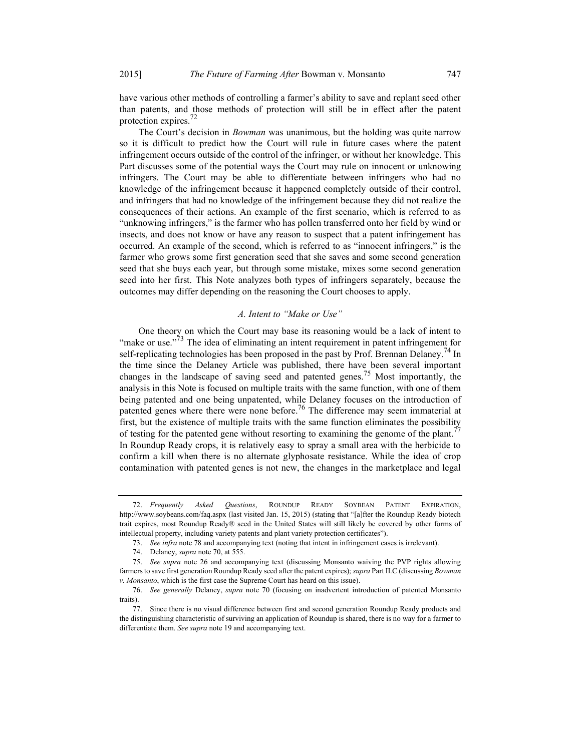have various other methods of controlling a farmer's ability to save and replant seed other than patents, and those methods of protection will still be in effect after the patent protection expires.[72]

The Court's decision in *Bowman* was unanimous, but the holding was quite narrow so it is difficult to predict how the Court will rule in future cases where the patent infringement occurs outside of the control of the infringer, or without her knowledge. This Part discusses some of the potential ways the Court may rule on innocent or unknowing infringers. The Court may be able to differentiate between infringers who had no knowledge of the infringement because it happened completely outside of their control, and infringers that had no knowledge of the infringement because they did not realize the consequences of their actions. An example of the first scenario, which is referred to as "unknowing infringers," is the farmer who has pollen transferred onto her field by wind or insects, and does not know or have any reason to suspect that a patent infringement has occurred. An example of the second, which is referred to as "innocent infringers," is the farmer who grows some first generation seed that she saves and some second generation seed that she buys each year, but through some mistake, mixes some second generation seed into her first. This Note analyzes both types of infringers separately, because the outcomes may differ depending on the reasoning the Court chooses to apply.

### *A. Intent to "Make or Use"*

One theory on which the Court may base its reasoning would be a lack of intent to "make or use."[73] The idea of eliminating an intent requirement in patent infringement for self-replicating technologies has been proposed in the past by Prof. Brennan Delaney.[74] In the time since the Delaney Article was published, there have been several important changes in the landscape of saving seed and patented genes.[75] Most importantly, the analysis in this Note is focused on multiple traits with the same function, with one of them being patented and one being unpatented, while Delaney focuses on the introduction of patented genes where there were none before.[76] The difference may seem immaterial at first, but the existence of multiple traits with the same function eliminates the possibility of testing for the patented gene without resorting to examining the genome of the plant.[77] In Roundup Ready crops, it is relatively easy to spray a small area with the herbicide to confirm a kill when there is no alternate glyphosate resistance. While the idea of crop contamination with patented genes is not new, the changes in the marketplace and legal

---

72. *Frequently Asked Questions*, ROUNDUP READY SOYBEAN PATENT EXPIRATION, http://www.soybeans.com/faq.aspx (last visited Jan. 15, 2015) (stating that "[a]fter the Roundup Ready biotech trait expires, most Roundup Ready® seed in the United States will still likely be covered by other forms of intellectual property, including variety patents and plant variety protection certificates").

73. *See infra* note 78 and accompanying text (noting that intent in infringement cases is irrelevant).

74. Delaney, *supra* note 70, at 555.

75. *See supra* note 26 and accompanying text (discussing Monsanto waiving the PVP rights allowing farmers to save first generation Roundup Ready seed after the patent expires); *supra* Part II.C (discussing *Bowman v. Monsanto*, which is the first case the Supreme Court has heard on this issue).

76. *See generally* Delaney, *supra* note 70 (focusing on inadvertent introduction of patented Monsanto traits).

77. Since there is no visual difference between first and second generation Roundup Ready products and the distinguishing characteristic of surviving an application of Roundup is shared, there is no way for a farmer to differentiate them. *See supra* note 19 and accompanying text.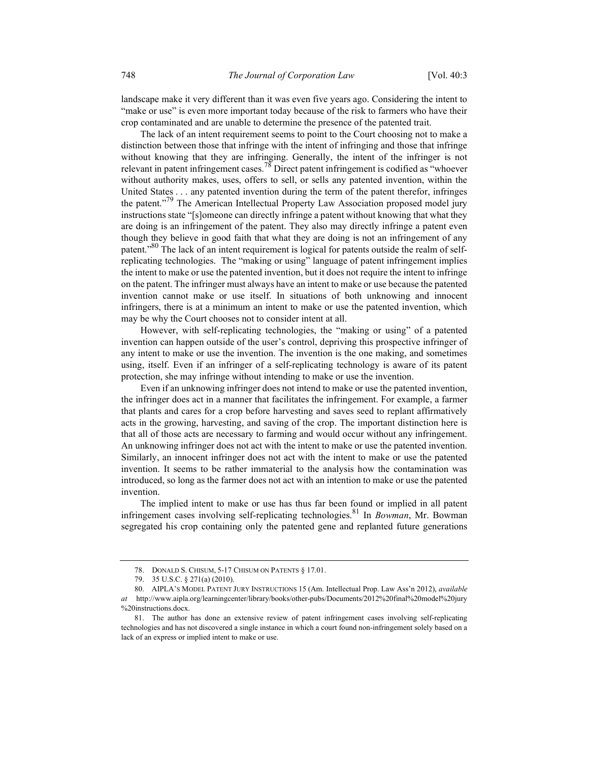landscape make it very different than it was even five years ago. Considering the intent to "make or use" is even more important today because of the risk to farmers who have their crop contaminated and are unable to determine the presence of the patented trait.

The lack of an intent requirement seems to point to the Court choosing not to make a distinction between those that infringe with the intent of infringing and those that infringe without knowing that they are infringing. Generally, the intent of the infringer is not relevant in patent infringement cases.[78] Direct patent infringement is codified as "whoever without authority makes, uses, offers to sell, or sells any patented invention, within the United States . . . any patented invention during the term of the patent therefor, infringes the patent."[79] The American Intellectual Property Law Association proposed model jury instructions state "[s]omeone can directly infringe a patent without knowing that what they are doing is an infringement of the patent. They also may directly infringe a patent even though they believe in good faith that what they are doing is not an infringement of any patent."[80] The lack of an intent requirement is logical for patents outside the realm of self-replicating technologies. The "making or using" language of patent infringement implies the intent to make or use the patented invention, but it does not require the intent to infringe on the patent. The infringer must always have an intent to make or use because the patented invention cannot make or use itself. In situations of both unknowing and innocent infringers, there is at a minimum an intent to make or use the patented invention, which may be why the Court chooses not to consider intent at all.

However, with self-replicating technologies, the "making or using" of a patented invention can happen outside of the user's control, depriving this prospective infringer of any intent to make or use the invention. The invention is the one making, and sometimes using, itself. Even if an infringer of a self-replicating technology is aware of its patent protection, she may infringe without intending to make or use the invention.

Even if an unknowing infringer does not intend to make or use the patented invention, the infringer does act in a manner that facilitates the infringement. For example, a farmer that plants and cares for a crop before harvesting and saves seed to replant affirmatively acts in the growing, harvesting, and saving of the crop. The important distinction here is that all of those acts are necessary to farming and would occur without any infringement. An unknowing infringer does not act with the intent to make or use the patented invention. Similarly, an innocent infringer does not act with the intent to make or use the patented invention. It seems to be rather immaterial to the analysis how the contamination was introduced, so long as the farmer does not act with an intention to make or use the patented invention.

The implied intent to make or use has thus far been found or implied in all patent infringement cases involving self-replicating technologies.[81] In *Bowman*, Mr. Bowman segregated his crop containing only the patented gene and replanted future generations

---

78. DONALD S. CHISUM, 5-17 CHISUM ON PATENTS § 17.01.

79. 35 U.S.C. § 271(a) (2010).

80. AIPLA'S MODEL PATENT JURY INSTRUCTIONS 15 (Am. Intellectual Prop. Law Ass'n 2012), *available at* http://www.aipla.org/learningcenter/library/books/other-pubs/Documents/2012%20final%20model%20jury%20instructions.docx.

81. The author has done an extensive review of patent infringement cases involving self-replicating technologies and has not discovered a single instance in which a court found non-infringement solely based on a lack of an express or implied intent to make or use.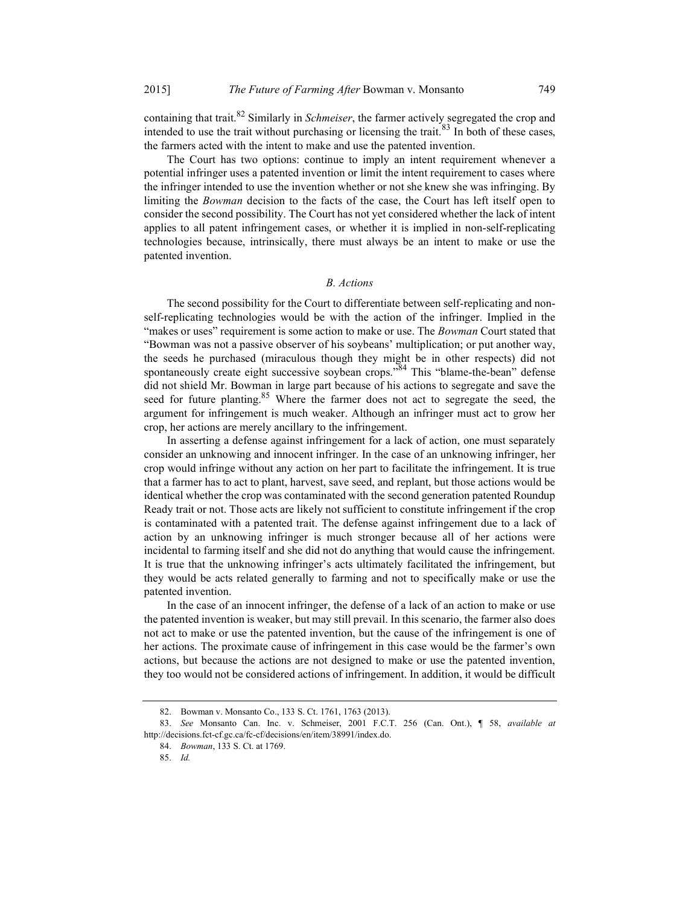containing that trait.[82] Similarly in *Schmeiser*, the farmer actively segregated the crop and intended to use the trait without purchasing or licensing the trait.[83] In both of these cases, the farmers acted with the intent to make and use the patented invention.

The Court has two options: continue to imply an intent requirement whenever a potential infringer uses a patented invention or limit the intent requirement to cases where the infringer intended to use the invention whether or not she knew she was infringing. By limiting the *Bowman* decision to the facts of the case, the Court has left itself open to consider the second possibility. The Court has not yet considered whether the lack of intent applies to all patent infringement cases, or whether it is implied in non-self-replicating technologies because, intrinsically, there must always be an intent to make or use the patented invention.

### *B. Actions*

The second possibility for the Court to differentiate between self-replicating and non-self-replicating technologies would be with the action of the infringer. Implied in the "makes or uses" requirement is some action to make or use. The *Bowman* Court stated that "Bowman was not a passive observer of his soybeans' multiplication; or put another way, the seeds he purchased (miraculous though they might be in other respects) did not spontaneously create eight successive soybean crops."[84] This "blame-the-bean" defense did not shield Mr. Bowman in large part because of his actions to segregate and save the seed for future planting.[85] Where the farmer does not act to segregate the seed, the argument for infringement is much weaker. Although an infringer must act to grow her crop, her actions are merely ancillary to the infringement.

In asserting a defense against infringement for a lack of action, one must separately consider an unknowing and innocent infringer. In the case of an unknowing infringer, her crop would infringe without any action on her part to facilitate the infringement. It is true that a farmer has to act to plant, harvest, save seed, and replant, but those actions would be identical whether the crop was contaminated with the second generation patented Roundup Ready trait or not. Those acts are likely not sufficient to constitute infringement if the crop is contaminated with a patented trait. The defense against infringement due to a lack of action by an unknowing infringer is much stronger because all of her actions were incidental to farming itself and she did not do anything that would cause the infringement. It is true that the unknowing infringer's acts ultimately facilitated the infringement, but they would be acts related generally to farming and not to specifically make or use the patented invention.

In the case of an innocent infringer, the defense of a lack of an action to make or use the patented invention is weaker, but may still prevail. In this scenario, the farmer also does not act to make or use the patented invention, but the cause of the infringement is one of her actions. The proximate cause of infringement in this case would be the farmer's own actions, but because the actions are not designed to make or use the patented invention, they too would not be considered actions of infringement. In addition, it would be difficult

---

82. Bowman v. Monsanto Co., 133 S. Ct. 1761, 1763 (2013).

83. *See* Monsanto Can. Inc. v. Schmeiser, 2001 F.C.T. 256 (Can. Ont.), ¶ 58, *available at* http://decisions.fct-cf.gc.ca/fc-cf/decisions/en/item/38991/index.do.

84. *Bowman*, 133 S. Ct. at 1769.

85. *Id.*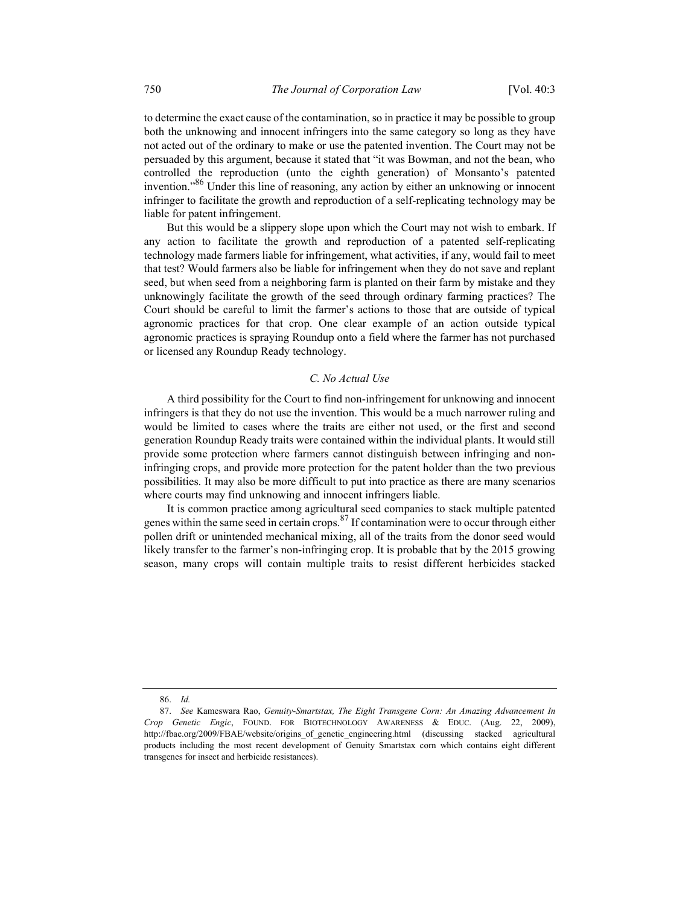to determine the exact cause of the contamination, so in practice it may be possible to group both the unknowing and innocent infringers into the same category so long as they have not acted out of the ordinary to make or use the patented invention. The Court may not be persuaded by this argument, because it stated that "it was Bowman, and not the bean, who controlled the reproduction (unto the eighth generation) of Monsanto's patented invention."[86] Under this line of reasoning, any action by either an unknowing or innocent infringer to facilitate the growth and reproduction of a self-replicating technology may be liable for patent infringement.

But this would be a slippery slope upon which the Court may not wish to embark. If any action to facilitate the growth and reproduction of a patented self-replicating technology made farmers liable for infringement, what activities, if any, would fail to meet that test? Would farmers also be liable for infringement when they do not save and replant seed, but when seed from a neighboring farm is planted on their farm by mistake and they unknowingly facilitate the growth of the seed through ordinary farming practices? The Court should be careful to limit the farmer's actions to those that are outside of typical agronomic practices for that crop. One clear example of an action outside typical agronomic practices is spraying Roundup onto a field where the farmer has not purchased or licensed any Roundup Ready technology.

### *C. No Actual Use*

A third possibility for the Court to find non-infringement for unknowing and innocent infringers is that they do not use the invention. This would be a much narrower ruling and would be limited to cases where the traits are either not used, or the first and second generation Roundup Ready traits were contained within the individual plants. It would still provide some protection where farmers cannot distinguish between infringing and non-infringing crops, and provide more protection for the patent holder than the two previous possibilities. It may also be more difficult to put into practice as there are many scenarios where courts may find unknowing and innocent infringers liable.

It is common practice among agricultural seed companies to stack multiple patented genes within the same seed in certain crops.[87] If contamination were to occur through either pollen drift or unintended mechanical mixing, all of the traits from the donor seed would likely transfer to the farmer's non-infringing crop. It is probable that by the 2015 growing season, many crops will contain multiple traits to resist different herbicides stacked

---

86. *Id.*

87. *See* Kameswara Rao, *Genuity-Smartstax, The Eight Transgene Corn: An Amazing Advancement In Crop Genetic Engic*, FOUND. FOR BIOTECHNOLOGY AWARENESS & EDUC. (Aug. 22, 2009), http://fbae.org/2009/FBAE/website/origins_of_genetic_engineering.html (discussing stacked agricultural products including the most recent development of Genuity Smartstax corn which contains eight different transgenes for insect and herbicide resistances).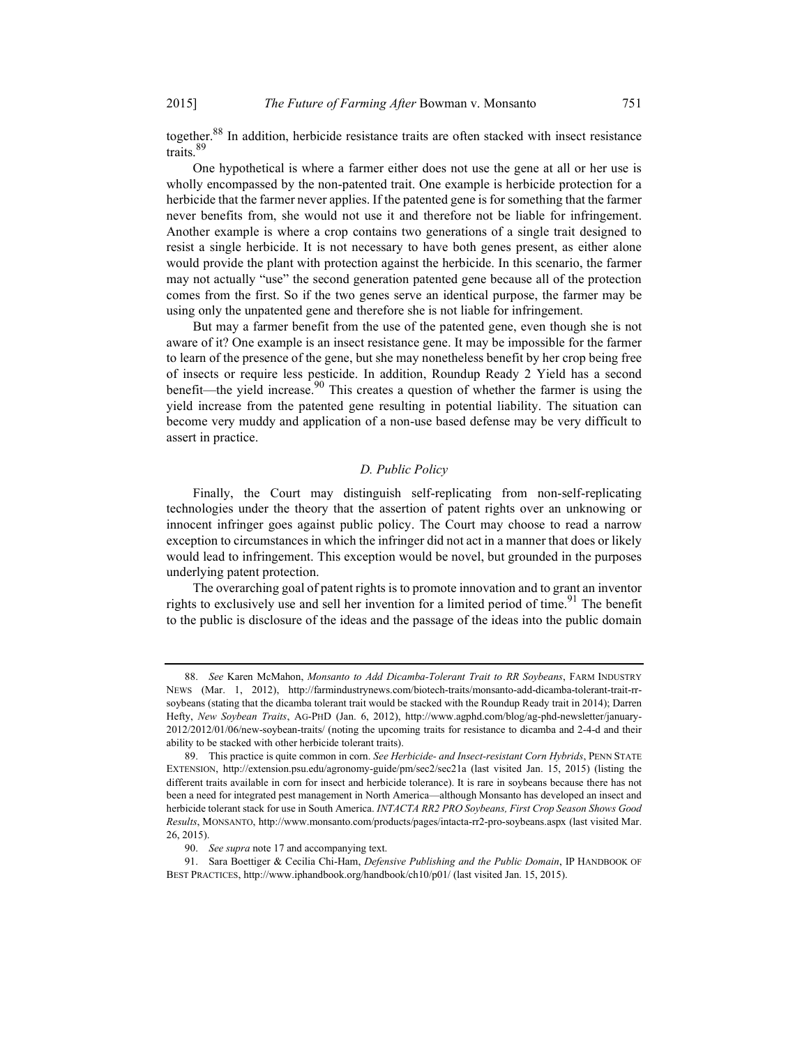together.[88] In addition, herbicide resistance traits are often stacked with insect resistance traits.[89]

One hypothetical is where a farmer either does not use the gene at all or her use is wholly encompassed by the non-patented trait. One example is herbicide protection for a herbicide that the farmer never applies. If the patented gene is for something that the farmer never benefits from, she would not use it and therefore not be liable for infringement. Another example is where a crop contains two generations of a single trait designed to resist a single herbicide. It is not necessary to have both genes present, as either alone would provide the plant with protection against the herbicide. In this scenario, the farmer may not actually "use" the second generation patented gene because all of the protection comes from the first. So if the two genes serve an identical purpose, the farmer may be using only the unpatented gene and therefore she is not liable for infringement.

But may a farmer benefit from the use of the patented gene, even though she is not aware of it? One example is an insect resistance gene. It may be impossible for the farmer to learn of the presence of the gene, but she may nonetheless benefit by her crop being free of insects or require less pesticide. In addition, Roundup Ready 2 Yield has a second benefit—the yield increase.[90] This creates a question of whether the farmer is using the yield increase from the patented gene resulting in potential liability. The situation can become very muddy and application of a non-use based defense may be very difficult to assert in practice.

### *D. Public Policy*

Finally, the Court may distinguish self-replicating from non-self-replicating technologies under the theory that the assertion of patent rights over an unknowing or innocent infringer goes against public policy. The Court may choose to read a narrow exception to circumstances in which the infringer did not act in a manner that does or likely would lead to infringement. This exception would be novel, but grounded in the purposes underlying patent protection.

The overarching goal of patent rights is to promote innovation and to grant an inventor rights to exclusively use and sell her invention for a limited period of time.[91] The benefit to the public is disclosure of the ideas and the passage of the ideas into the public domain

---

88. *See* Karen McMahon, *Monsanto to Add Dicamba-Tolerant Trait to RR Soybeans*, FARM INDUSTRY NEWS (Mar. 1, 2012), http://farmindustrynews.com/biotech-traits/monsanto-add-dicamba-tolerant-trait-rr-soybeans (stating that the dicamba tolerant trait would be stacked with the Roundup Ready trait in 2014); Darren Hefty, *New Soybean Traits*, AG-PHD (Jan. 6, 2012), http://www.agphd.com/blog/ag-phd-newsletter/january-2012/2012/01/06/new-soybean-traits/ (noting the upcoming traits for resistance to dicamba and 2-4-d and their ability to be stacked with other herbicide tolerant traits).

89. This practice is quite common in corn. *See Herbicide- and Insect-resistant Corn Hybrids*, PENN STATE EXTENSION, http://extension.psu.edu/agronomy-guide/pm/sec2/sec21a (last visited Jan. 15, 2015) (listing the different traits available in corn for insect and herbicide tolerance). It is rare in soybeans because there has not been a need for integrated pest management in North America—although Monsanto has developed an insect and herbicide tolerant stack for use in South America. *INTACTA RR2 PRO Soybeans, First Crop Season Shows Good Results*, MONSANTO, http://www.monsanto.com/products/pages/intacta-rr2-pro-soybeans.aspx (last visited Mar. 26, 2015).

90. *See supra* note 17 and accompanying text.

91. Sara Boettiger & Cecilia Chi-Ham, *Defensive Publishing and the Public Domain*, IP HANDBOOK OF BEST PRACTICES, http://www.iphandbook.org/handbook/ch10/p01/ (last visited Jan. 15, 2015).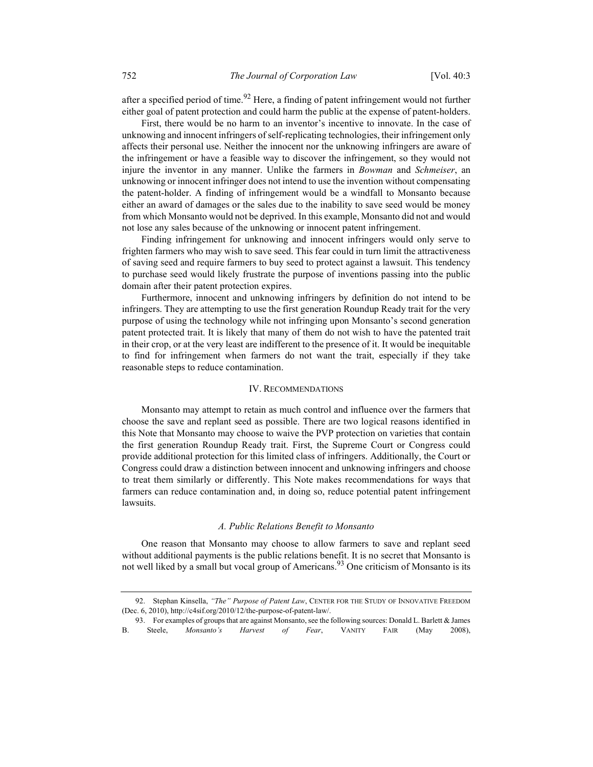after a specified period of time.[92] Here, a finding of patent infringement would not further either goal of patent protection and could harm the public at the expense of patent-holders.

First, there would be no harm to an inventor's incentive to innovate. In the case of unknowing and innocent infringers of self-replicating technologies, their infringement only affects their personal use. Neither the innocent nor the unknowing infringers are aware of the infringement or have a feasible way to discover the infringement, so they would not injure the inventor in any manner. Unlike the farmers in *Bowman* and *Schmeiser*, an unknowing or innocent infringer does not intend to use the invention without compensating the patent-holder. A finding of infringement would be a windfall to Monsanto because either an award of damages or the sales due to the inability to save seed would be money from which Monsanto would not be deprived. In this example, Monsanto did not and would not lose any sales because of the unknowing or innocent patent infringement.

Finding infringement for unknowing and innocent infringers would only serve to frighten farmers who may wish to save seed. This fear could in turn limit the attractiveness of saving seed and require farmers to buy seed to protect against a lawsuit. This tendency to purchase seed would likely frustrate the purpose of inventions passing into the public domain after their patent protection expires.

Furthermore, innocent and unknowing infringers by definition do not intend to be infringers. They are attempting to use the first generation Roundup Ready trait for the very purpose of using the technology while not infringing upon Monsanto's second generation patent protected trait. It is likely that many of them do not wish to have the patented trait in their crop, or at the very least are indifferent to the presence of it. It would be inequitable to find for infringement when farmers do not want the trait, especially if they take reasonable steps to reduce contamination.

## IV. RECOMMENDATIONS

Monsanto may attempt to retain as much control and influence over the farmers that choose the save and replant seed as possible. There are two logical reasons identified in this Note that Monsanto may choose to waive the PVP protection on varieties that contain the first generation Roundup Ready trait. First, the Supreme Court or Congress could provide additional protection for this limited class of infringers. Additionally, the Court or Congress could draw a distinction between innocent and unknowing infringers and choose to treat them similarly or differently. This Note makes recommendations for ways that farmers can reduce contamination and, in doing so, reduce potential patent infringement lawsuits.

### *A. Public Relations Benefit to Monsanto*

One reason that Monsanto may choose to allow farmers to save and replant seed without additional payments is the public relations benefit. It is no secret that Monsanto is not well liked by a small but vocal group of Americans.[93] One criticism of Monsanto is its

---

92. Stephan Kinsella, *"The" Purpose of Patent Law*, CENTER FOR THE STUDY OF INNOVATIVE FREEDOM (Dec. 6, 2010), http://c4sif.org/2010/12/the-purpose-of-patent-law/.

93. For examples of groups that are against Monsanto, see the following sources: Donald L. Barlett & James B. Steele, *Monsanto's Harvest of Fear*, VANITY FAIR (May 2008),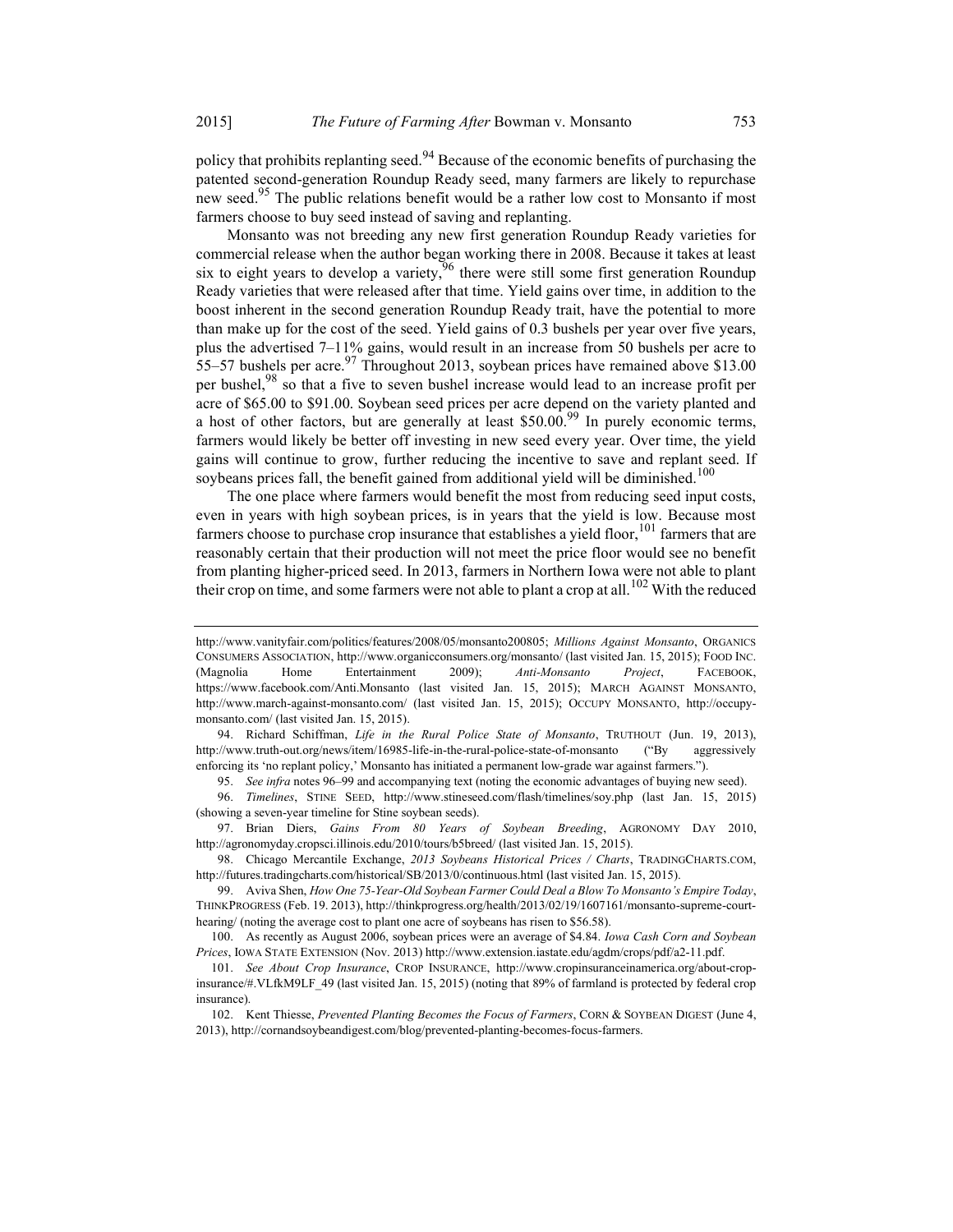policy that prohibits replanting seed.[94] Because of the economic benefits of purchasing the patented second-generation Roundup Ready seed, many farmers are likely to repurchase new seed.[95] The public relations benefit would be a rather low cost to Monsanto if most farmers choose to buy seed instead of saving and replanting.

Monsanto was not breeding any new first generation Roundup Ready varieties for commercial release when the author began working there in 2008. Because it takes at least six to eight years to develop a variety,[96] there were still some first generation Roundup Ready varieties that were released after that time. Yield gains over time, in addition to the boost inherent in the second generation Roundup Ready trait, have the potential to more than make up for the cost of the seed. Yield gains of 0.3 bushels per year over five years, plus the advertised 7–11% gains, would result in an increase from 50 bushels per acre to 55–57 bushels per acre.[97] Throughout 2013, soybean prices have remained above $13.00 per bushel,[98] so that a five to seven bushel increase would lead to an increase profit per acre of $65.00 to $91.00. Soybean seed prices per acre depend on the variety planted and a host of other factors, but are generally at least $50.00.[99] In purely economic terms, farmers would likely be better off investing in new seed every year. Over time, the yield gains will continue to grow, further reducing the incentive to save and replant seed. If soybeans prices fall, the benefit gained from additional yield will be diminished.[100]

The one place where farmers would benefit the most from reducing seed input costs, even in years with high soybean prices, is in years that the yield is low. Because most farmers choose to purchase crop insurance that establishes a yield floor,[101] farmers that are reasonably certain that their production will not meet the price floor would see no benefit from planting higher-priced seed. In 2013, farmers in Northern Iowa were not able to plant their crop on time, and some farmers were not able to plant a crop at all.[102] With the reduced

---

http://www.vanityfair.com/politics/features/2008/05/monsanto200805; *Millions Against Monsanto*, ORGANICS CONSUMERS ASSOCIATION, http://www.organicconsumers.org/monsanto/ (last visited Jan. 15, 2015); FOOD INC. (Magnolia Home Entertainment 2009); *Anti-Monsanto Project*, FACEBOOK, https://www.facebook.com/Anti.Monsanto (last visited Jan. 15, 2015); MARCH AGAINST MONSANTO, http://www.march-against-monsanto.com/ (last visited Jan. 15, 2015); OCCUPY MONSANTO, http://occupy-monsanto.com/ (last visited Jan. 15, 2015).

94. Richard Schiffman, *Life in the Rural Police State of Monsanto*, TRUTHOUT (Jun. 19, 2013), http://www.truth-out.org/news/item/16985-life-in-the-rural-police-state-of-monsanto ("By aggressively enforcing its 'no replant policy,' Monsanto has initiated a permanent low-grade war against farmers.").

95. *See infra* notes 96–99 and accompanying text (noting the economic advantages of buying new seed).

96. *Timelines*, STINE SEED, http://www.stineseed.com/flash/timelines/soy.php (last Jan. 15, 2015) (showing a seven-year timeline for Stine soybean seeds).

97. Brian Diers, *Gains From 80 Years of Soybean Breeding*, AGRONOMY DAY 2010, http://agronomyday.cropsci.illinois.edu/2010/tours/b5breed/ (last visited Jan. 15, 2015).

98. Chicago Mercantile Exchange, *2013 Soybeans Historical Prices / Charts*, TRADINGCHARTS.COM, http://futures.tradingcharts.com/historical/SB/2013/0/continuous.html (last visited Jan. 15, 2015).

99. Aviva Shen, *How One 75-Year-Old Soybean Farmer Could Deal a Blow To Monsanto's Empire Today*, THINKPROGRESS (Feb. 19. 2013), http://thinkprogress.org/health/2013/02/19/1607161/monsanto-supreme-court-hearing/ (noting the average cost to plant one acre of soybeans has risen to $56.58).

100. As recently as August 2006, soybean prices were an average of $4.84. *Iowa Cash Corn and Soybean Prices*, IOWA STATE EXTENSION (Nov. 2013) http://www.extension.iastate.edu/agdm/crops/pdf/a2-11.pdf.

101. *See About Crop Insurance*, CROP INSURANCE, http://www.cropinsuranceinamerica.org/about-crop-insurance/#.VLfkM9LF_49 (last visited Jan. 15, 2015) (noting that 89% of farmland is protected by federal crop insurance).

102. Kent Thiesse, *Prevented Planting Becomes the Focus of Farmers*, CORN & SOYBEAN DIGEST (June 4, 2013), http://cornandsoybeandigest.com/blog/prevented-planting-becomes-focus-farmers.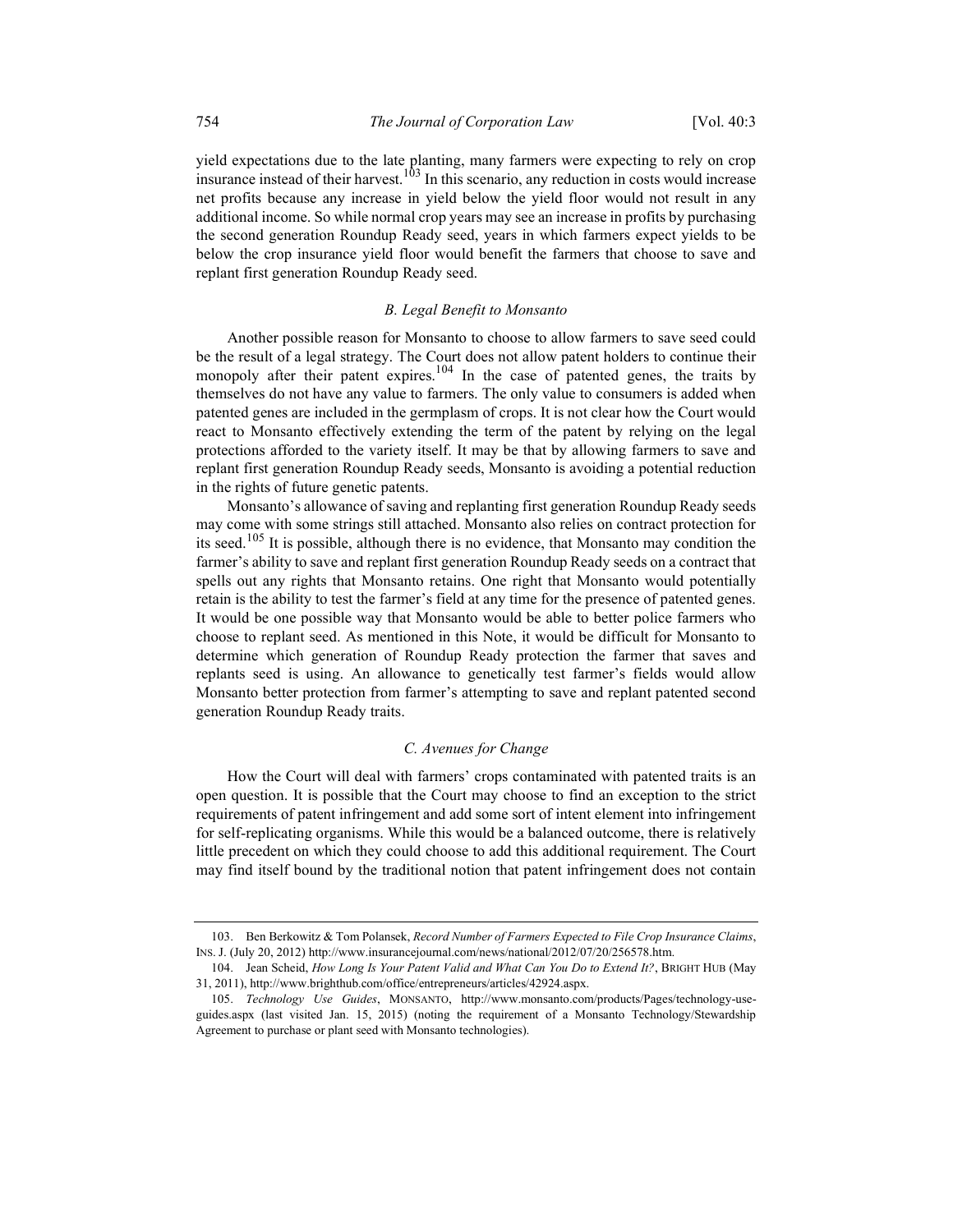yield expectations due to the late planting, many farmers were expecting to rely on crop insurance instead of their harvest.[103] In this scenario, any reduction in costs would increase net profits because any increase in yield below the yield floor would not result in any additional income. So while normal crop years may see an increase in profits by purchasing the second generation Roundup Ready seed, years in which farmers expect yields to be below the crop insurance yield floor would benefit the farmers that choose to save and replant first generation Roundup Ready seed.

### *B. Legal Benefit to Monsanto*

Another possible reason for Monsanto to choose to allow farmers to save seed could be the result of a legal strategy. The Court does not allow patent holders to continue their monopoly after their patent expires.[104] In the case of patented genes, the traits by themselves do not have any value to farmers. The only value to consumers is added when patented genes are included in the germplasm of crops. It is not clear how the Court would react to Monsanto effectively extending the term of the patent by relying on the legal protections afforded to the variety itself. It may be that by allowing farmers to save and replant first generation Roundup Ready seeds, Monsanto is avoiding a potential reduction in the rights of future genetic patents.

Monsanto's allowance of saving and replanting first generation Roundup Ready seeds may come with some strings still attached. Monsanto also relies on contract protection for its seed.[105] It is possible, although there is no evidence, that Monsanto may condition the farmer's ability to save and replant first generation Roundup Ready seeds on a contract that spells out any rights that Monsanto retains. One right that Monsanto would potentially retain is the ability to test the farmer's field at any time for the presence of patented genes. It would be one possible way that Monsanto would be able to better police farmers who choose to replant seed. As mentioned in this Note, it would be difficult for Monsanto to determine which generation of Roundup Ready protection the farmer that saves and replants seed is using. An allowance to genetically test farmer's fields would allow Monsanto better protection from farmer's attempting to save and replant patented second generation Roundup Ready traits.

### *C. Avenues for Change*

How the Court will deal with farmers' crops contaminated with patented traits is an open question. It is possible that the Court may choose to find an exception to the strict requirements of patent infringement and add some sort of intent element into infringement for self-replicating organisms. While this would be a balanced outcome, there is relatively little precedent on which they could choose to add this additional requirement. The Court may find itself bound by the traditional notion that patent infringement does not contain

---

103. Ben Berkowitz & Tom Polansek, *Record Number of Farmers Expected to File Crop Insurance Claims*, INS. J. (July 20, 2012) http://www.insurancejournal.com/news/national/2012/07/20/256578.htm.

104. Jean Scheid, *How Long Is Your Patent Valid and What Can You Do to Extend It?*, BRIGHT HUB (May 31, 2011), http://www.brighthub.com/office/entrepreneurs/articles/42924.aspx.

105. *Technology Use Guides*, MONSANTO, http://www.monsanto.com/products/Pages/technology-use-guides.aspx (last visited Jan. 15, 2015) (noting the requirement of a Monsanto Technology/Stewardship Agreement to purchase or plant seed with Monsanto technologies).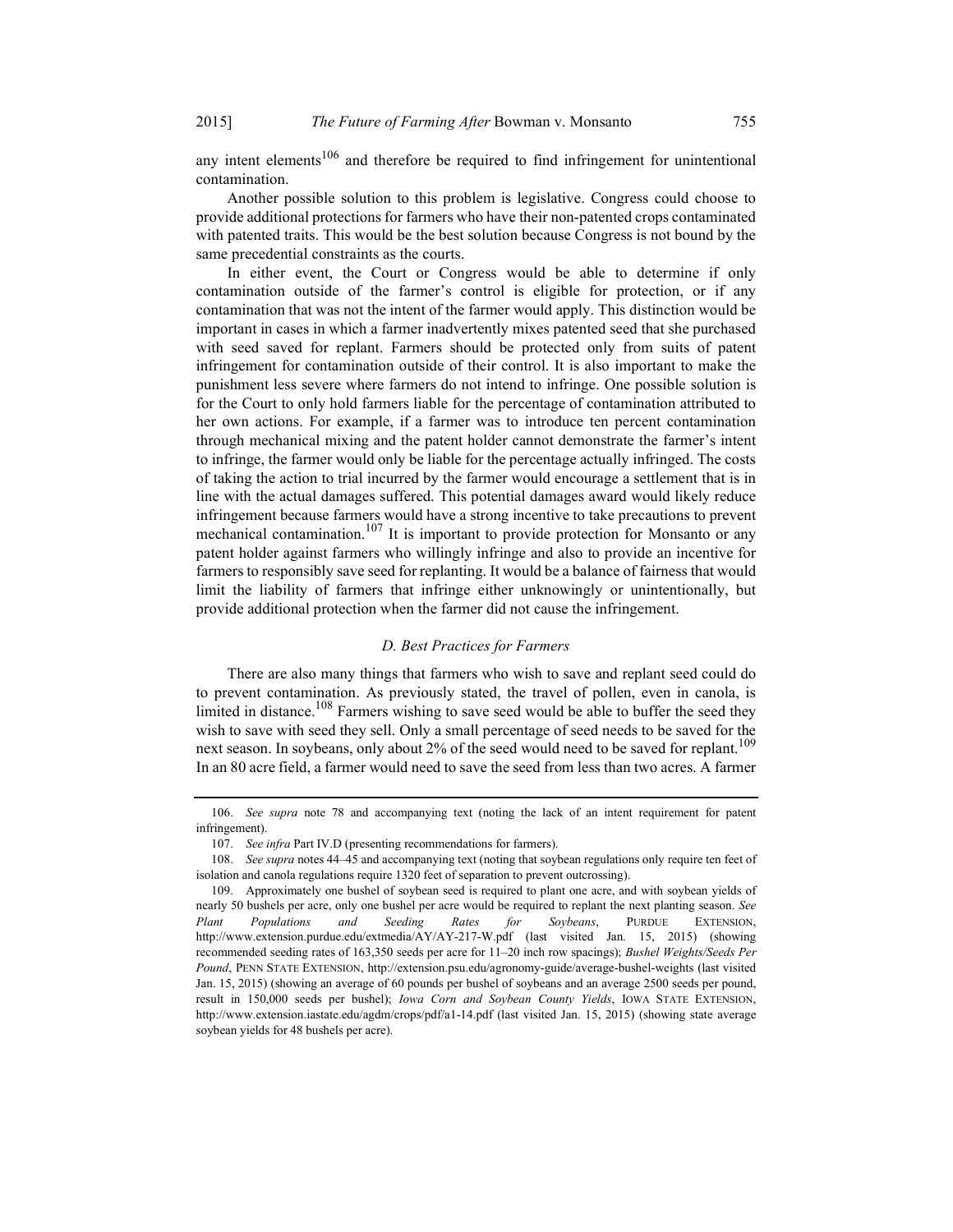any intent elements[106] and therefore be required to find infringement for unintentional contamination.

Another possible solution to this problem is legislative. Congress could choose to provide additional protections for farmers who have their non-patented crops contaminated with patented traits. This would be the best solution because Congress is not bound by the same precedential constraints as the courts.

In either event, the Court or Congress would be able to determine if only contamination outside of the farmer's control is eligible for protection, or if any contamination that was not the intent of the farmer would apply. This distinction would be important in cases in which a farmer inadvertently mixes patented seed that she purchased with seed saved for replant. Farmers should be protected only from suits of patent infringement for contamination outside of their control. It is also important to make the punishment less severe where farmers do not intend to infringe. One possible solution is for the Court to only hold farmers liable for the percentage of contamination attributed to her own actions. For example, if a farmer was to introduce ten percent contamination through mechanical mixing and the patent holder cannot demonstrate the farmer's intent to infringe, the farmer would only be liable for the percentage actually infringed. The costs of taking the action to trial incurred by the farmer would encourage a settlement that is in line with the actual damages suffered. This potential damages award would likely reduce infringement because farmers would have a strong incentive to take precautions to prevent mechanical contamination.[107] It is important to provide protection for Monsanto or any patent holder against farmers who willingly infringe and also to provide an incentive for farmers to responsibly save seed for replanting. It would be a balance of fairness that would limit the liability of farmers that infringe either unknowingly or unintentionally, but provide additional protection when the farmer did not cause the infringement.

### *D. Best Practices for Farmers*

There are also many things that farmers who wish to save and replant seed could do to prevent contamination. As previously stated, the travel of pollen, even in canola, is limited in distance.[108] Farmers wishing to save seed would be able to buffer the seed they wish to save with seed they sell. Only a small percentage of seed needs to be saved for the next season. In soybeans, only about 2% of the seed would need to be saved for replant.[109] In an 80 acre field, a farmer would need to save the seed from less than two acres. A farmer

---

106. *See supra* note 78 and accompanying text (noting the lack of an intent requirement for patent infringement).

107. *See infra* Part IV.D (presenting recommendations for farmers).

108. *See supra* notes 44–45 and accompanying text (noting that soybean regulations only require ten feet of isolation and canola regulations require 1320 feet of separation to prevent outcrossing).

109. Approximately one bushel of soybean seed is required to plant one acre, and with soybean yields of nearly 50 bushels per acre, only one bushel per acre would be required to replant the next planting season. *See Plant Populations and Seeding Rates for Soybeans*, PURDUE EXTENSION, http://www.extension.purdue.edu/extmedia/AY/AY-217-W.pdf (last visited Jan. 15, 2015) (showing recommended seeding rates of 163,350 seeds per acre for 11–20 inch row spacings); *Bushel Weights/Seeds Per Pound*, PENN STATE EXTENSION, http://extension.psu.edu/agronomy-guide/average-bushel-weights (last visited Jan. 15, 2015) (showing an average of 60 pounds per bushel of soybeans and an average 2500 seeds per pound, result in 150,000 seeds per bushel); *Iowa Corn and Soybean County Yields*, IOWA STATE EXTENSION, http://www.extension.iastate.edu/agdm/crops/pdf/a1-14.pdf (last visited Jan. 15, 2015) (showing state average soybean yields for 48 bushels per acre).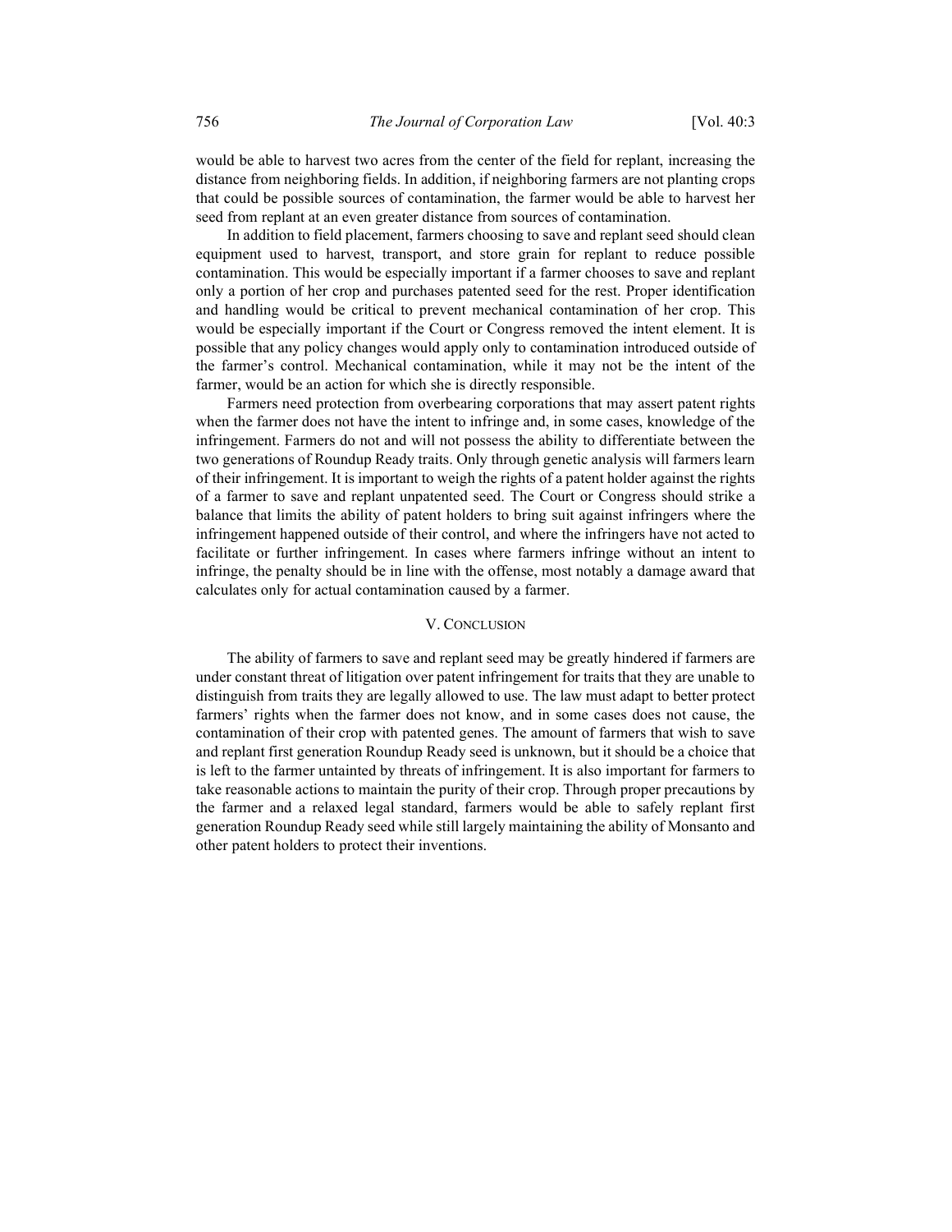would be able to harvest two acres from the center of the field for replant, increasing the distance from neighboring fields. In addition, if neighboring farmers are not planting crops that could be possible sources of contamination, the farmer would be able to harvest her seed from replant at an even greater distance from sources of contamination.

In addition to field placement, farmers choosing to save and replant seed should clean equipment used to harvest, transport, and store grain for replant to reduce possible contamination. This would be especially important if a farmer chooses to save and replant only a portion of her crop and purchases patented seed for the rest. Proper identification and handling would be critical to prevent mechanical contamination of her crop. This would be especially important if the Court or Congress removed the intent element. It is possible that any policy changes would apply only to contamination introduced outside of the farmer's control. Mechanical contamination, while it may not be the intent of the farmer, would be an action for which she is directly responsible.

Farmers need protection from overbearing corporations that may assert patent rights when the farmer does not have the intent to infringe and, in some cases, knowledge of the infringement. Farmers do not and will not possess the ability to differentiate between the two generations of Roundup Ready traits. Only through genetic analysis will farmers learn of their infringement. It is important to weigh the rights of a patent holder against the rights of a farmer to save and replant unpatented seed. The Court or Congress should strike a balance that limits the ability of patent holders to bring suit against infringers where the infringement happened outside of their control, and where the infringers have not acted to facilitate or further infringement. In cases where farmers infringe without an intent to infringe, the penalty should be in line with the offense, most notably a damage award that calculates only for actual contamination caused by a farmer.

## V. Conclusion

The ability of farmers to save and replant seed may be greatly hindered if farmers are under constant threat of litigation over patent infringement for traits that they are unable to distinguish from traits they are legally allowed to use. The law must adapt to better protect farmers' rights when the farmer does not know, and in some cases does not cause, the contamination of their crop with patented genes. The amount of farmers that wish to save and replant first generation Roundup Ready seed is unknown, but it should be a choice that is left to the farmer untainted by threats of infringement. It is also important for farmers to take reasonable actions to maintain the purity of their crop. Through proper precautions by the farmer and a relaxed legal standard, farmers would be able to safely replant first generation Roundup Ready seed while still largely maintaining the ability of Monsanto and other patent holders to protect their inventions.